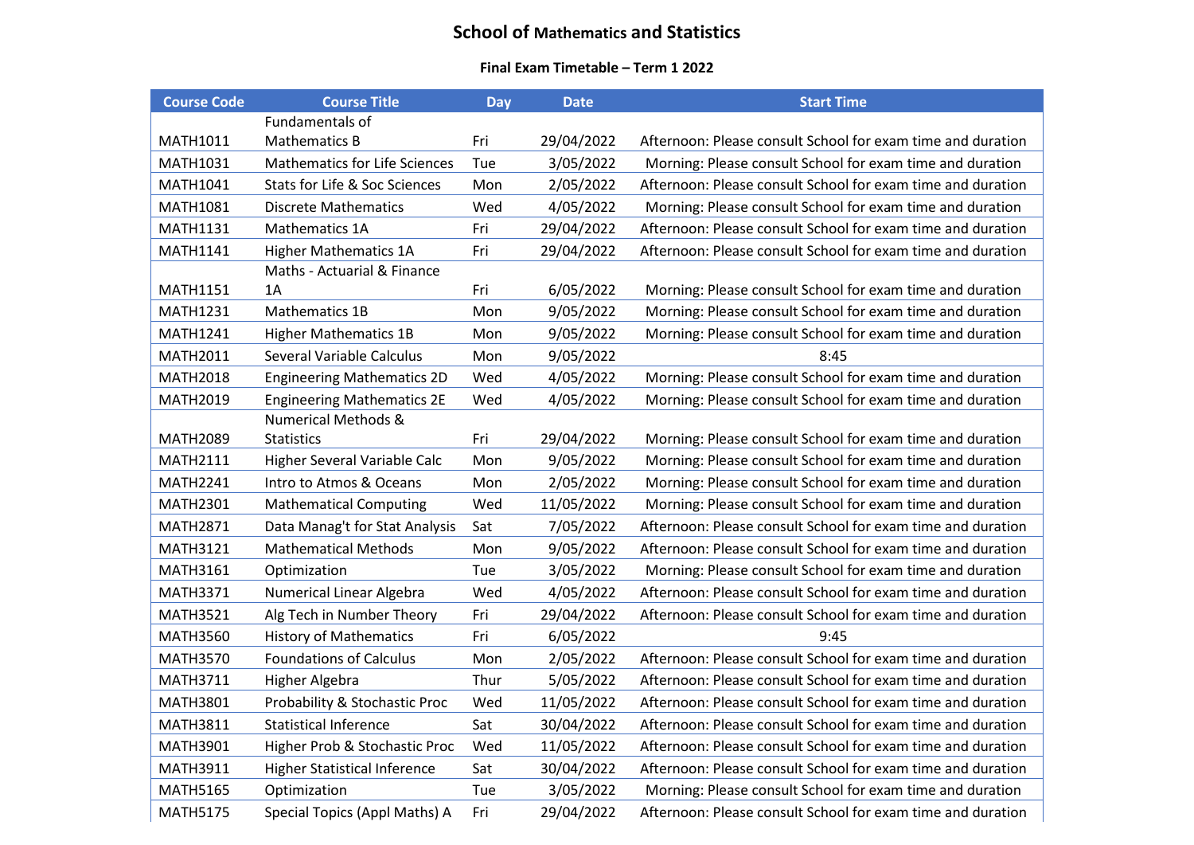# School of Mathematics and Statistics

### Final Exam Timetable – Term 1 2022

| Course Code | Course Title | Day | Date | Start Time |
| --- | --- | --- | --- | --- |
| MATH1011 | Fundamentals of Mathematics B | Fri | 29/04/2022 | Afternoon: Please consult School for exam time and duration |
| MATH1031 | Mathematics for Life Sciences | Tue | 3/05/2022 | Morning: Please consult School for exam time and duration |
| MATH1041 | Stats for Life & Soc Sciences | Mon | 2/05/2022 | Afternoon: Please consult School for exam time and duration |
| MATH1081 | Discrete Mathematics | Wed | 4/05/2022 | Morning: Please consult School for exam time and duration |
| MATH1131 | Mathematics 1A | Fri | 29/04/2022 | Afternoon: Please consult School for exam time and duration |
| MATH1141 | Higher Mathematics 1A | Fri | 29/04/2022 | Afternoon: Please consult School for exam time and duration |
| MATH1151 | Maths - Actuarial & Finance 1A | Fri | 6/05/2022 | Morning: Please consult School for exam time and duration |
| MATH1231 | Mathematics 1B | Mon | 9/05/2022 | Morning: Please consult School for exam time and duration |
| MATH1241 | Higher Mathematics 1B | Mon | 9/05/2022 | Morning: Please consult School for exam time and duration |
| MATH2011 | Several Variable Calculus | Mon | 9/05/2022 | 8:45 |
| MATH2018 | Engineering Mathematics 2D | Wed | 4/05/2022 | Morning: Please consult School for exam time and duration |
| MATH2019 | Engineering Mathematics 2E | Wed | 4/05/2022 | Morning: Please consult School for exam time and duration |
| MATH2089 | Numerical Methods & Statistics | Fri | 29/04/2022 | Morning: Please consult School for exam time and duration |
| MATH2111 | Higher Several Variable Calc | Mon | 9/05/2022 | Morning: Please consult School for exam time and duration |
| MATH2241 | Intro to Atmos & Oceans | Mon | 2/05/2022 | Morning: Please consult School for exam time and duration |
| MATH2301 | Mathematical Computing | Wed | 11/05/2022 | Morning: Please consult School for exam time and duration |
| MATH2871 | Data Manag't for Stat Analysis | Sat | 7/05/2022 | Afternoon: Please consult School for exam time and duration |
| MATH3121 | Mathematical Methods | Mon | 9/05/2022 | Afternoon: Please consult School for exam time and duration |
| MATH3161 | Optimization | Tue | 3/05/2022 | Morning: Please consult School for exam time and duration |
| MATH3371 | Numerical Linear Algebra | Wed | 4/05/2022 | Afternoon: Please consult School for exam time and duration |
| MATH3521 | Alg Tech in Number Theory | Fri | 29/04/2022 | Afternoon: Please consult School for exam time and duration |
| MATH3560 | History of Mathematics | Fri | 6/05/2022 | 9:45 |
| MATH3570 | Foundations of Calculus | Mon | 2/05/2022 | Afternoon: Please consult School for exam time and duration |
| MATH3711 | Higher Algebra | Thur | 5/05/2022 | Afternoon: Please consult School for exam time and duration |
| MATH3801 | Probability & Stochastic Proc | Wed | 11/05/2022 | Afternoon: Please consult School for exam time and duration |
| MATH3811 | Statistical Inference | Sat | 30/04/2022 | Afternoon: Please consult School for exam time and duration |
| MATH3901 | Higher Prob & Stochastic Proc | Wed | 11/05/2022 | Afternoon: Please consult School for exam time and duration |
| MATH3911 | Higher Statistical Inference | Sat | 30/04/2022 | Afternoon: Please consult School for exam time and duration |
| MATH5165 | Optimization | Tue | 3/05/2022 | Morning: Please consult School for exam time and duration |
| MATH5175 | Special Topics (Appl Maths) A | Fri | 29/04/2022 | Afternoon: Please consult School for exam time and duration |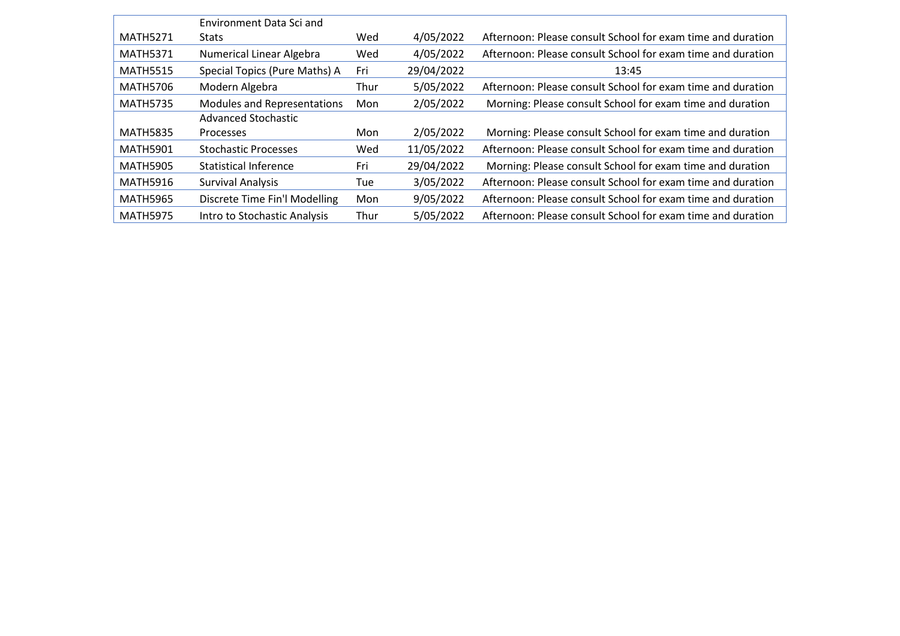| | | | | |
|---|---|---|---|---|
| MATH5271 | Environment Data Sci and Stats | Wed | 4/05/2022 | Afternoon: Please consult School for exam time and duration |
| MATH5371 | Numerical Linear Algebra | Wed | 4/05/2022 | Afternoon: Please consult School for exam time and duration |
| MATH5515 | Special Topics (Pure Maths) A | Fri | 29/04/2022 | 13:45 |
| MATH5706 | Modern Algebra | Thur | 5/05/2022 | Afternoon: Please consult School for exam time and duration |
| MATH5735 | Modules and Representations | Mon | 2/05/2022 | Morning: Please consult School for exam time and duration |
| MATH5835 | Advanced Stochastic Processes | Mon | 2/05/2022 | Morning: Please consult School for exam time and duration |
| MATH5901 | Stochastic Processes | Wed | 11/05/2022 | Afternoon: Please consult School for exam time and duration |
| MATH5905 | Statistical Inference | Fri | 29/04/2022 | Morning: Please consult School for exam time and duration |
| MATH5916 | Survival Analysis | Tue | 3/05/2022 | Afternoon: Please consult School for exam time and duration |
| MATH5965 | Discrete Time Fin'l Modelling | Mon | 9/05/2022 | Afternoon: Please consult School for exam time and duration |
| MATH5975 | Intro to Stochastic Analysis | Thur | 5/05/2022 | Afternoon: Please consult School for exam time and duration |